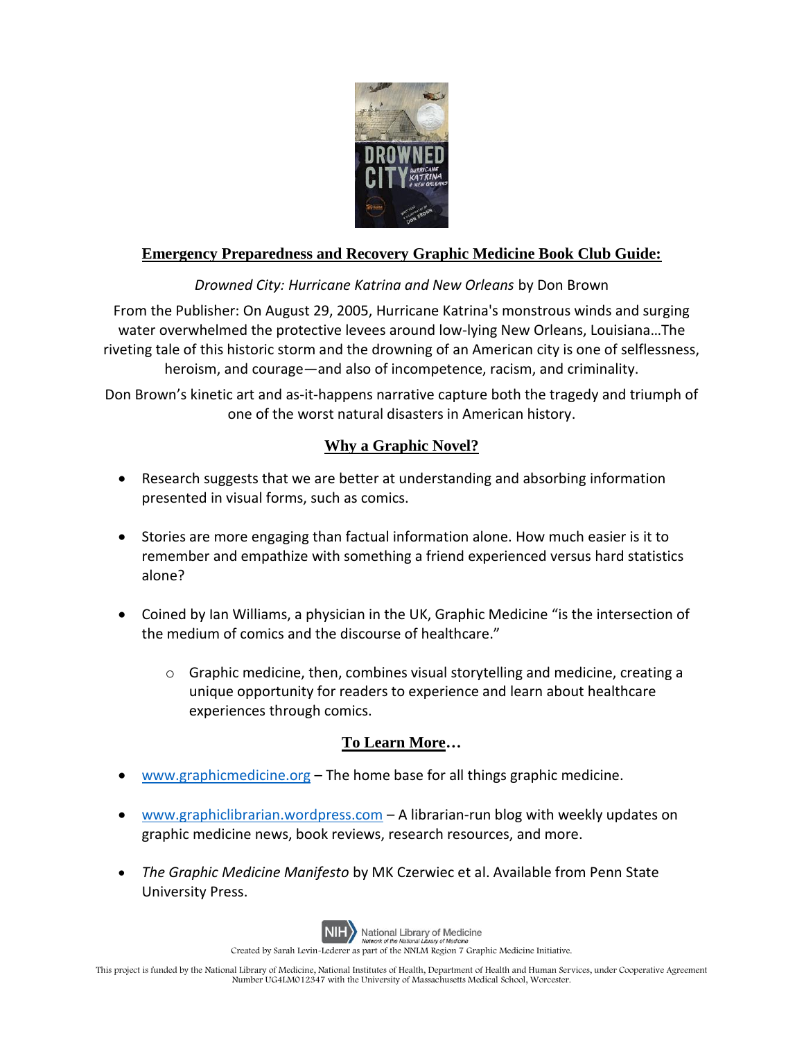## **Emergency Preparedness and Recovery Graphic Medicine Book Club Guide:**

*Drowned City: Hurricane Katrina and New Orleans* by Don Brown

From the Publisher: On August 29, 2005, Hurricane Katrina's monstrous winds and surging water overwhelmed the protective levees around low-lying New Orleans, Louisiana…The riveting tale of this historic storm and the drowning of an American city is one of selflessness, heroism, and courage—and also of incompetence, racism, and criminality.

Don Brown's kinetic art and as-it-happens narrative capture both the tragedy and triumph of one of the worst natural disasters in American history.

## **Why a Graphic Novel?**

- Research suggests that we are better at understanding and absorbing information presented in visual forms, such as comics.
- Stories are more engaging than factual information alone. How much easier is it to remember and empathize with something a friend experienced versus hard statistics alone?
- Coined by Ian Williams, a physician in the UK, Graphic Medicine "is the intersection of the medium of comics and the discourse of healthcare."
  - Graphic medicine, then, combines visual storytelling and medicine, creating a unique opportunity for readers to experience and learn about healthcare experiences through comics.

## **To Learn More…**

- www.graphicmedicine.org – The home base for all things graphic medicine.
- www.graphiclibrarian.wordpress.com – A librarian-run blog with weekly updates on graphic medicine news, book reviews, research resources, and more.
- *The Graphic Medicine Manifesto* by MK Czerwiec et al. Available from Penn State University Press.

NIH National Library of Medicine
Network of the National Library of Medicine

Created by Sarah Levin-Lederer as part of the NNLM Region 7 Graphic Medicine Initiative.

This project is funded by the National Library of Medicine, National Institutes of Health, Department of Health and Human Services, under Cooperative Agreement Number UG4LM012347 with the University of Massachusetts Medical School, Worcester.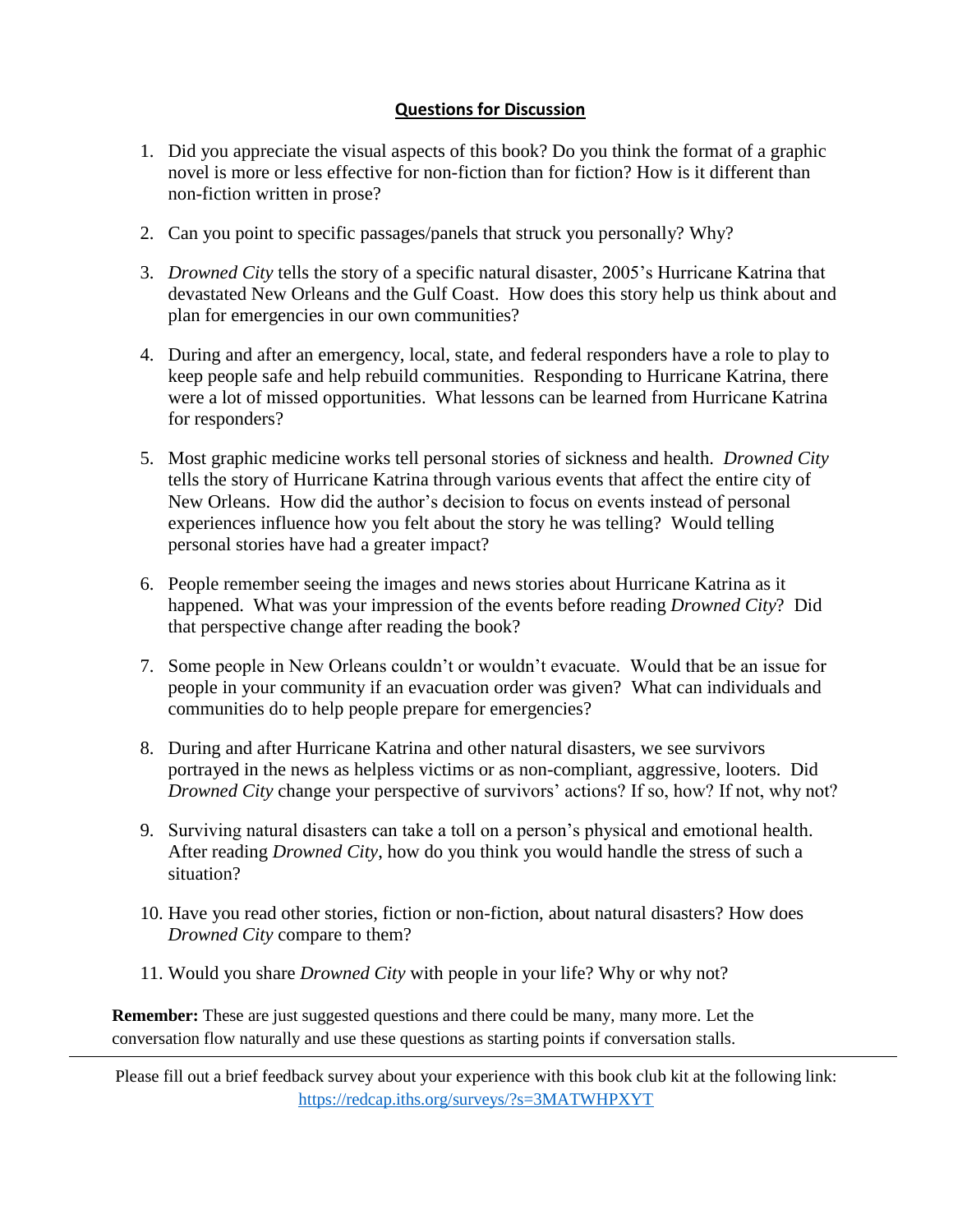## Questions for Discussion

1. Did you appreciate the visual aspects of this book? Do you think the format of a graphic novel is more or less effective for non-fiction than for fiction? How is it different than non-fiction written in prose?

2. Can you point to specific passages/panels that struck you personally? Why?

3. *Drowned City* tells the story of a specific natural disaster, 2005's Hurricane Katrina that devastated New Orleans and the Gulf Coast. How does this story help us think about and plan for emergencies in our own communities?

4. During and after an emergency, local, state, and federal responders have a role to play to keep people safe and help rebuild communities. Responding to Hurricane Katrina, there were a lot of missed opportunities. What lessons can be learned from Hurricane Katrina for responders?

5. Most graphic medicine works tell personal stories of sickness and health. *Drowned City* tells the story of Hurricane Katrina through various events that affect the entire city of New Orleans. How did the author's decision to focus on events instead of personal experiences influence how you felt about the story he was telling? Would telling personal stories have had a greater impact?

6. People remember seeing the images and news stories about Hurricane Katrina as it happened. What was your impression of the events before reading *Drowned City*? Did that perspective change after reading the book?

7. Some people in New Orleans couldn't or wouldn't evacuate. Would that be an issue for people in your community if an evacuation order was given? What can individuals and communities do to help people prepare for emergencies?

8. During and after Hurricane Katrina and other natural disasters, we see survivors portrayed in the news as helpless victims or as non-compliant, aggressive, looters. Did *Drowned City* change your perspective of survivors' actions? If so, how? If not, why not?

9. Surviving natural disasters can take a toll on a person's physical and emotional health. After reading *Drowned City*, how do you think you would handle the stress of such a situation?

10. Have you read other stories, fiction or non-fiction, about natural disasters? How does *Drowned City* compare to them?

11. Would you share *Drowned City* with people in your life? Why or why not?

**Remember:** These are just suggested questions and there could be many, many more. Let the conversation flow naturally and use these questions as starting points if conversation stalls.

---

Please fill out a brief feedback survey about your experience with this book club kit at the following link: https://redcap.iths.org/surveys/?s=3MATWHPXYT